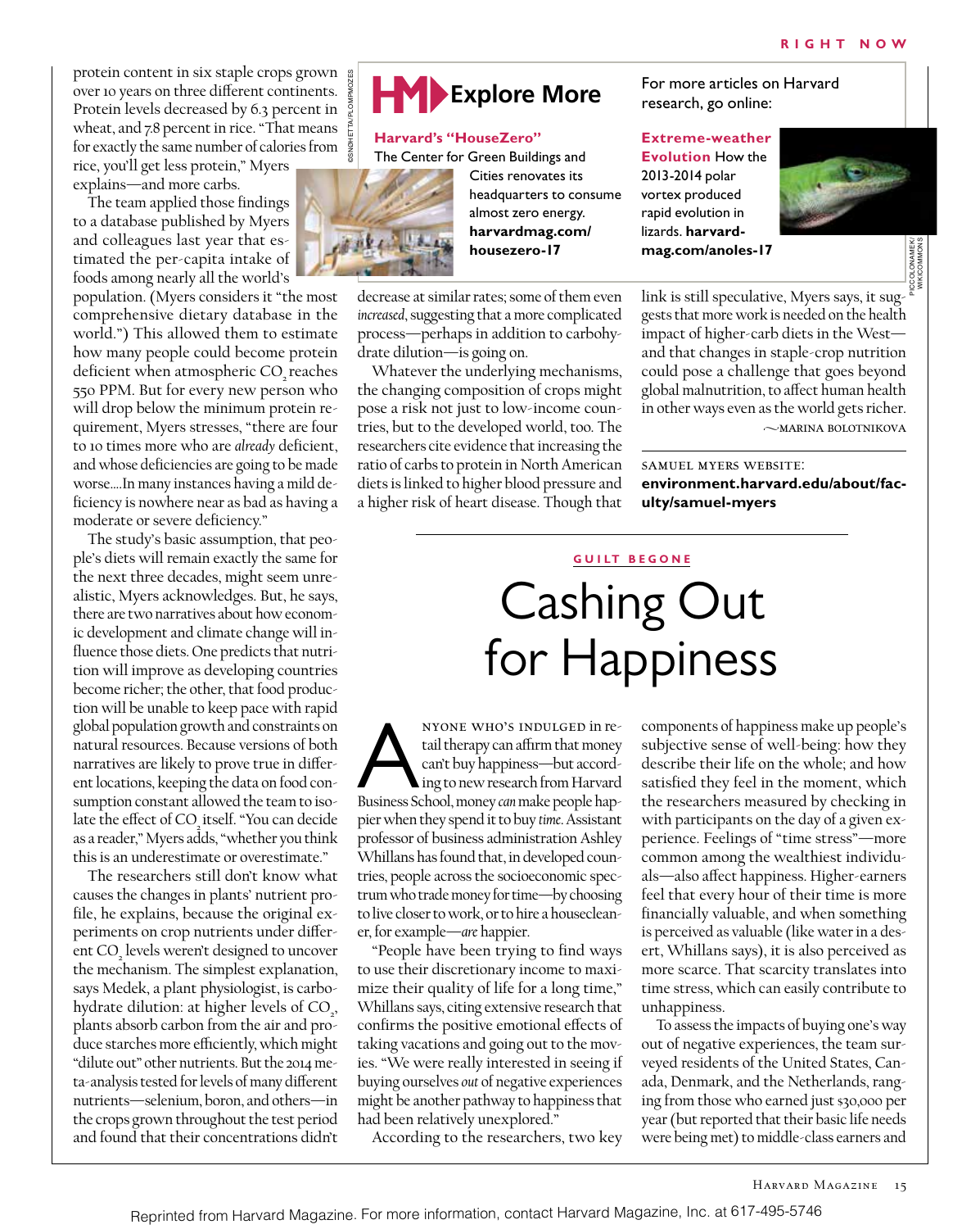protein content in six staple crops grown over 10 years on three different continents. Protein levels decreased by 6.3 percent in wheat, and 7.8 percent in rice. "That means for exactly the same number of calories from rice, you'll get less protein," Myers explains—and more carbs.

The team applied those findings to a database published by Myers and colleagues last year that estimated the per-capita intake of foods among nearly all the world's population. (Myers considers it "the most comprehensive dietary database in the world.") This allowed them to estimate how many people could become protein deficient when atmospheric $CO_2$ reaches 550 PPM. But for every new person who will drop below the minimum protein requirement, Myers stresses, "there are four to 10 times more who are *already* deficient, and whose deficiencies are going to be made worse....In many instances having a mild deficiency is nowhere near as bad as having a moderate or severe deficiency."

The study's basic assumption, that people's diets will remain exactly the same for the next three decades, might seem unrealistic, Myers acknowledges. But, he says, there are two narratives about how economic development and climate change will influence those diets. One predicts that nutrition will improve as developing countries become richer; the other, that food production will be unable to keep pace with rapid global population growth and constraints on natural resources. Because versions of both narratives are likely to prove true in different locations, keeping the data on food consumption constant allowed the team to isolate the effect of $CO_2$ itself. "You can decide as a reader," Myers adds, "whether you think this is an underestimate or overestimate."

The researchers still don't know what causes the changes in plants' nutrient profile, he explains, because the original experiments on crop nutrients under different $CO_2$ levels weren't designed to uncover the mechanism. The simplest explanation, says Medek, a plant physiologist, is carbohydrate dilution: at higher levels of $CO_2$, plants absorb carbon from the air and produce starches more efficiently, which might "dilute out" other nutrients. But the 2014 meta-analysis tested for levels of many different nutrients—selenium, boron, and others—in the crops grown throughout the test period and found that their concentrations didn't decrease at similar rates; some of them even *increased*, suggesting that a more complicated process—perhaps in addition to carbohydrate dilution—is going on.

Whatever the underlying mechanisms, the changing composition of crops might pose a risk not just to low-income countries, but to the developed world, too. The researchers cite evidence that increasing the ratio of carbs to protein in North American diets is linked to higher blood pressure and a higher risk of heart disease. Though that link is still speculative, Myers says, it suggests that more work is needed on the health impact of higher-carb diets in the West—and that changes in staple-crop nutrition could pose a challenge that goes beyond global malnutrition, to affect human health in other ways even as the world gets richer.

～MARINA BOLOTNIKOVA

SAMUEL MYERS WEBSITE:
**environment.harvard.edu/about/faculty/samuel-myers**

---

**HM Explore More**

For more articles on Harvard research, go online:

**Harvard's "HouseZero"**
The Center for Green Buildings and Cities renovates its headquarters to consume almost zero energy.
**harvardmag.com/housezero-17**

**Extreme-weather Evolution** How the 2013-2014 polar vortex produced rapid evolution in lizards. **harvardmag.com/anoles-17**

©SNØHETTA/PLOMPMOZES

PICCOLONAMEK/WIKICOMMONS

---

GUILT BEGONE

# Cashing Out for Happiness

Anyone who's indulged in retail therapy can affirm that money can't buy happiness—but according to new research from Harvard Business School, money *can* make people happier when they spend it to buy *time*. Assistant professor of business administration Ashley Whillans has found that, in developed countries, people across the socioeconomic spectrum who trade money for time—by choosing to live closer to work, or to hire a housecleaner, for example—*are* happier.

"People have been trying to find ways to use their discretionary income to maximize their quality of life for a long time," Whillans says, citing extensive research that confirms the positive emotional effects of taking vacations and going out to the movies. "We were really interested in seeing if buying ourselves *out* of negative experiences might be another pathway to happiness that had been relatively unexplored."

According to the researchers, two key components of happiness make up people's subjective sense of well-being: how they describe their life on the whole; and how satisfied they feel in the moment, which the researchers measured by checking in with participants on the day of a given experience. Feelings of "time stress"—more common among the wealthiest individuals—also affect happiness. Higher-earners feel that every hour of their time is more financially valuable, and when something is perceived as valuable (like water in a desert, Whillans says), it is also perceived as more scarce. That scarcity translates into time stress, which can easily contribute to unhappiness.

To assess the impacts of buying one's way out of negative experiences, the team surveyed residents of the United States, Canada, Denmark, and the Netherlands, ranging from those who earned just $30,000 per year (but reported that their basic life needs were being met) to middle-class earners and

Reprinted from Harvard Magazine. For more information, contact Harvard Magazine, Inc. at 617-495-5746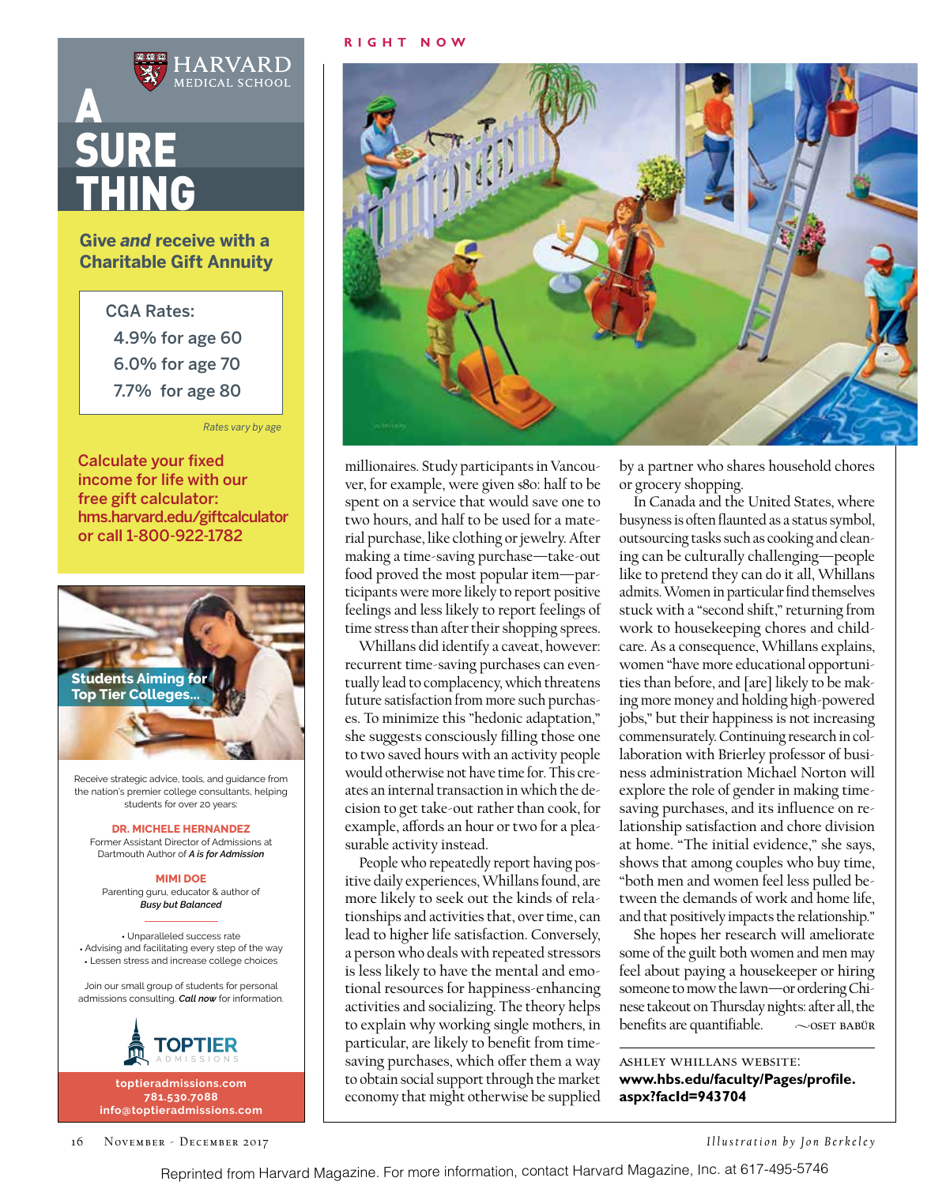millionaires. Study participants in Vancouver, for example, were given $80: half to be spent on a service that would save one to two hours, and half to be used for a material purchase, like clothing or jewelry. After making a time-saving purchase—take-out food proved the most popular item—participants were more likely to report positive feelings and less likely to report feelings of time stress than after their shopping sprees.

Whillans did identify a caveat, however: recurrent time-saving purchases can eventually lead to complacency, which threatens future satisfaction from more such purchases. To minimize this "hedonic adaptation," she suggests consciously filling those one to two saved hours with an activity people would otherwise not have time for. This creates an internal transaction in which the decision to get take-out rather than cook, for example, affords an hour or two for a pleasurable activity instead.

People who repeatedly report having positive daily experiences, Whillans found, are more likely to seek out the kinds of relationships and activities that, over time, can lead to higher life satisfaction. Conversely, a person who deals with repeated stressors is less likely to have the mental and emotional resources for happiness-enhancing activities and socializing. The theory helps to explain why working single mothers, in particular, are likely to benefit from time-saving purchases, which offer them a way to obtain social support through the market economy that might otherwise be supplied by a partner who shares household chores or grocery shopping.

In Canada and the United States, where busyness is often flaunted as a status symbol, outsourcing tasks such as cooking and cleaning can be culturally challenging—people like to pretend they can do it all, Whillans admits. Women in particular find themselves stuck with a "second shift," returning from work to housekeeping chores and childcare. As a consequence, Whillans explains, women "have more educational opportunities than before, and [are] likely to be making more money and holding high-powered jobs," but their happiness is not increasing commensurately. Continuing research in collaboration with Brierley professor of business administration Michael Norton will explore the role of gender in making time-saving purchases, and its influence on relationship satisfaction and chore division at home. "The initial evidence," she says, shows that among couples who buy time, "both men and women feel less pulled between the demands of work and home life, and that positively impacts the relationship."

She hopes her research will ameliorate some of the guilt both women and men may feel about paying a housekeeper or hiring someone to mow the lawn—or ordering Chinese takeout on Thursday nights: after all, the benefits are quantifiable. ~OSET BABÜR

ASHLEY WHILLANS WEBSITE:
**www.hbs.edu/faculty/Pages/profile.aspx?facId=943704**

*Illustration by Jon Berkeley*

---

# HARVARD MEDICAL SCHOOL

# A SURE THING

**Give *and* receive with a Charitable Gift Annuity**

CGA Rates:
- 4.9% for age 60
- 6.0% for age 70
- 7.7% for age 80

*Rates vary by age*

**Calculate your fixed income for life with our free gift calculator: hms.harvard.edu/giftcalculator or call 1-800-922-1782**

---

**Students Aiming for Top Tier Colleges...**

Receive strategic advice, tools, and guidance from the nation's premier college consultants, helping students for over 20 years:

**DR. MICHELE HERNANDEZ**
Former Assistant Director of Admissions at Dartmouth Author of ***A is for Admission***

**MIMI DOE**
Parenting guru, educator & author of ***Busy but Balanced***

- Unparalleled success rate
- Advising and facilitating every step of the way
- Lessen stress and increase college choices

Join our small group of students for personal admissions consulting. ***Call now*** for information.

**TOPTIER** ADMISSIONS

**toptieradmissions.com**
**781.530.7088**
**info@toptieradmissions.com**

---

Reprinted from Harvard Magazine. For more information, contact Harvard Magazine, Inc. at 617-495-5746